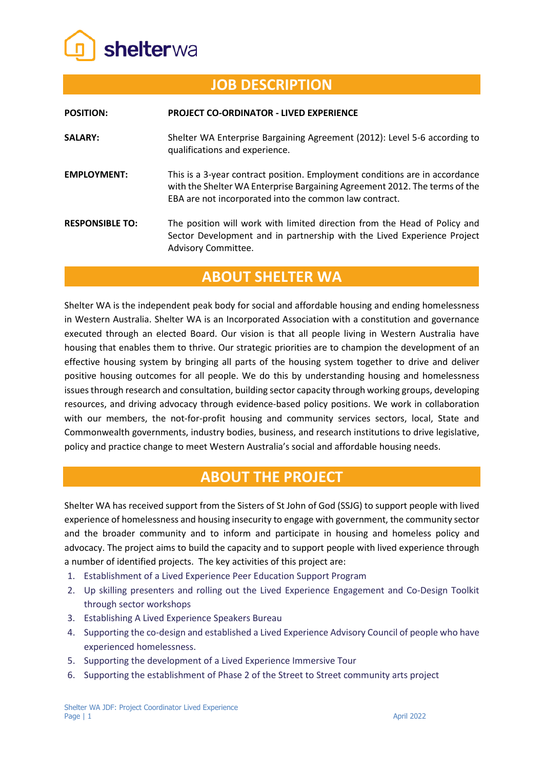shelterwa

# JOB DESCRIPTION

| | |
|---|---|
| **POSITION:** | **PROJECT CO-ORDINATOR - LIVED EXPERIENCE** |
| **SALARY:** | Shelter WA Enterprise Bargaining Agreement (2012): Level 5-6 according to qualifications and experience. |
| **EMPLOYMENT:** | This is a 3-year contract position. Employment conditions are in accordance with the Shelter WA Enterprise Bargaining Agreement 2012. The terms of the EBA are not incorporated into the common law contract. |
| **RESPONSIBLE TO:** | The position will work with limited direction from the Head of Policy and Sector Development and in partnership with the Lived Experience Project Advisory Committee. |

## ABOUT SHELTER WA

Shelter WA is the independent peak body for social and affordable housing and ending homelessness in Western Australia. Shelter WA is an Incorporated Association with a constitution and governance executed through an elected Board. Our vision is that all people living in Western Australia have housing that enables them to thrive. Our strategic priorities are to champion the development of an effective housing system by bringing all parts of the housing system together to drive and deliver positive housing outcomes for all people. We do this by understanding housing and homelessness issues through research and consultation, building sector capacity through working groups, developing resources, and driving advocacy through evidence-based policy positions. We work in collaboration with our members, the not-for-profit housing and community services sectors, local, State and Commonwealth governments, industry bodies, business, and research institutions to drive legislative, policy and practice change to meet Western Australia's social and affordable housing needs.

## ABOUT THE PROJECT

Shelter WA has received support from the Sisters of St John of God (SSJG) to support people with lived experience of homelessness and housing insecurity to engage with government, the community sector and the broader community and to inform and participate in housing and homeless policy and advocacy. The project aims to build the capacity and to support people with lived experience through a number of identified projects. The key activities of this project are:

1. Establishment of a Lived Experience Peer Education Support Program
2. Up skilling presenters and rolling out the Lived Experience Engagement and Co-Design Toolkit through sector workshops
3. Establishing A Lived Experience Speakers Bureau
4. Supporting the co-design and established a Lived Experience Advisory Council of people who have experienced homelessness.
5. Supporting the development of a Lived Experience Immersive Tour
6. Supporting the establishment of Phase 2 of the Street to Street community arts project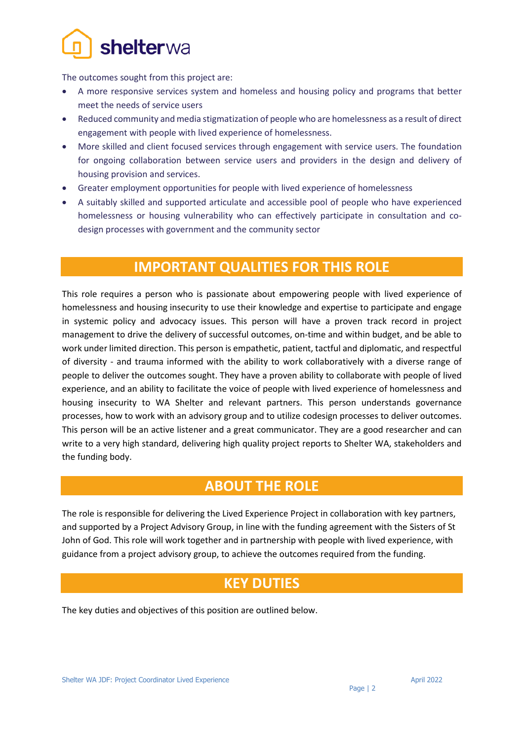The outcomes sought from this project are:

- A more responsive services system and homeless and housing policy and programs that better meet the needs of service users
- Reduced community and media stigmatization of people who are homelessness as a result of direct engagement with people with lived experience of homelessness.
- More skilled and client focused services through engagement with service users. The foundation for ongoing collaboration between service users and providers in the design and delivery of housing provision and services.
- Greater employment opportunities for people with lived experience of homelessness
- A suitably skilled and supported articulate and accessible pool of people who have experienced homelessness or housing vulnerability who can effectively participate in consultation and co-design processes with government and the community sector

## IMPORTANT QUALITIES FOR THIS ROLE

This role requires a person who is passionate about empowering people with lived experience of homelessness and housing insecurity to use their knowledge and expertise to participate and engage in systemic policy and advocacy issues. This person will have a proven track record in project management to drive the delivery of successful outcomes, on-time and within budget, and be able to work under limited direction. This person is empathetic, patient, tactful and diplomatic, and respectful of diversity - and trauma informed with the ability to work collaboratively with a diverse range of people to deliver the outcomes sought. They have a proven ability to collaborate with people of lived experience, and an ability to facilitate the voice of people with lived experience of homelessness and housing insecurity to WA Shelter and relevant partners. This person understands governance processes, how to work with an advisory group and to utilize codesign processes to deliver outcomes. This person will be an active listener and a great communicator. They are a good researcher and can write to a very high standard, delivering high quality project reports to Shelter WA, stakeholders and the funding body.

## ABOUT THE ROLE

The role is responsible for delivering the Lived Experience Project in collaboration with key partners, and supported by a Project Advisory Group, in line with the funding agreement with the Sisters of St John of God. This role will work together and in partnership with people with lived experience, with guidance from a project advisory group, to achieve the outcomes required from the funding.

## KEY DUTIES

The key duties and objectives of this position are outlined below.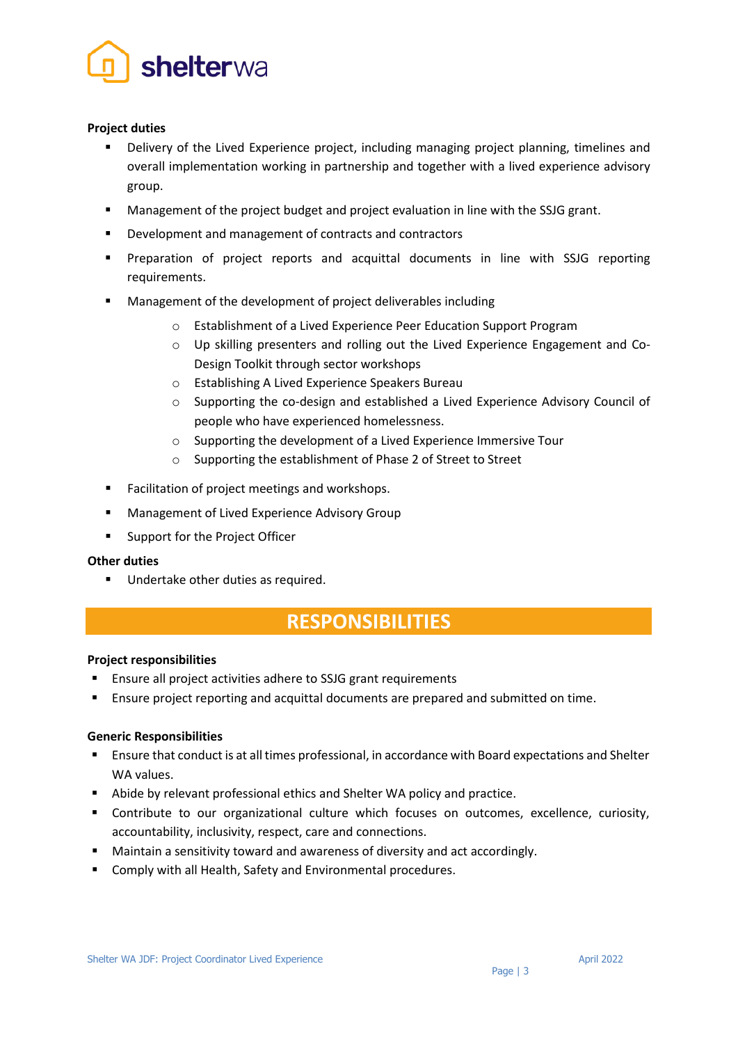**Project duties**

- Delivery of the Lived Experience project, including managing project planning, timelines and overall implementation working in partnership and together with a lived experience advisory group.
- Management of the project budget and project evaluation in line with the SSJG grant.
- Development and management of contracts and contractors
- Preparation of project reports and acquittal documents in line with SSJG reporting requirements.
- Management of the development of project deliverables including
    - Establishment of a Lived Experience Peer Education Support Program
    - Up skilling presenters and rolling out the Lived Experience Engagement and Co-Design Toolkit through sector workshops
    - Establishing A Lived Experience Speakers Bureau
    - Supporting the co-design and established a Lived Experience Advisory Council of people who have experienced homelessness.
    - Supporting the development of a Lived Experience Immersive Tour
    - Supporting the establishment of Phase 2 of Street to Street
- Facilitation of project meetings and workshops.
- Management of Lived Experience Advisory Group
- Support for the Project Officer

**Other duties**

- Undertake other duties as required.

## RESPONSIBILITIES

**Project responsibilities**

- Ensure all project activities adhere to SSJG grant requirements
- Ensure project reporting and acquittal documents are prepared and submitted on time.

**Generic Responsibilities**

- Ensure that conduct is at all times professional, in accordance with Board expectations and Shelter WA values.
- Abide by relevant professional ethics and Shelter WA policy and practice.
- Contribute to our organizational culture which focuses on outcomes, excellence, curiosity, accountability, inclusivity, respect, care and connections.
- Maintain a sensitivity toward and awareness of diversity and act accordingly.
- Comply with all Health, Safety and Environmental procedures.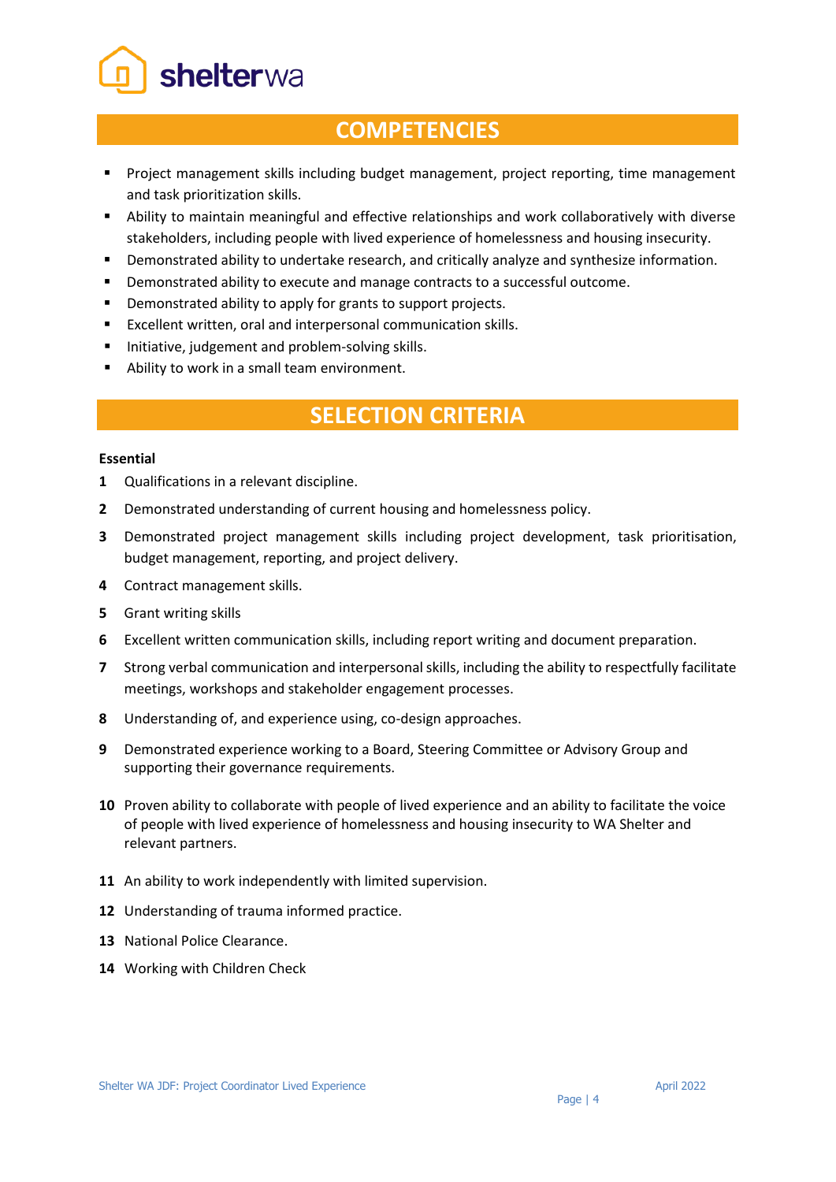## COMPETENCIES

- Project management skills including budget management, project reporting, time management and task prioritization skills.
- Ability to maintain meaningful and effective relationships and work collaboratively with diverse stakeholders, including people with lived experience of homelessness and housing insecurity.
- Demonstrated ability to undertake research, and critically analyze and synthesize information.
- Demonstrated ability to execute and manage contracts to a successful outcome.
- Demonstrated ability to apply for grants to support projects.
- Excellent written, oral and interpersonal communication skills.
- Initiative, judgement and problem-solving skills.
- Ability to work in a small team environment.

## SELECTION CRITERIA

**Essential**

1. Qualifications in a relevant discipline.
2. Demonstrated understanding of current housing and homelessness policy.
3. Demonstrated project management skills including project development, task prioritisation, budget management, reporting, and project delivery.
4. Contract management skills.
5. Grant writing skills
6. Excellent written communication skills, including report writing and document preparation.
7. Strong verbal communication and interpersonal skills, including the ability to respectfully facilitate meetings, workshops and stakeholder engagement processes.
8. Understanding of, and experience using, co-design approaches.
9. Demonstrated experience working to a Board, Steering Committee or Advisory Group and supporting their governance requirements.
10. Proven ability to collaborate with people of lived experience and an ability to facilitate the voice of people with lived experience of homelessness and housing insecurity to WA Shelter and relevant partners.
11. An ability to work independently with limited supervision.
12. Understanding of trauma informed practice.
13. National Police Clearance.
14. Working with Children Check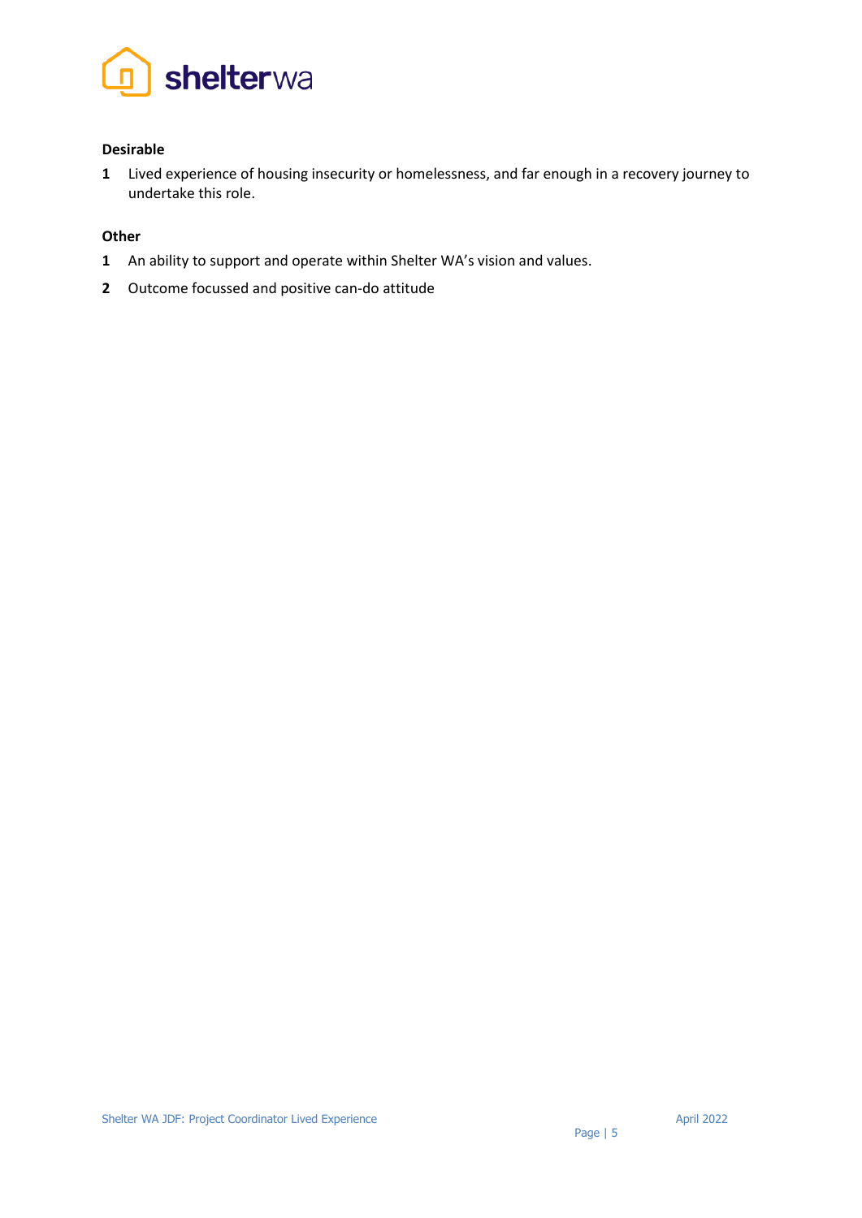**Desirable**

1. Lived experience of housing insecurity or homelessness, and far enough in a recovery journey to undertake this role.

**Other**

1. An ability to support and operate within Shelter WA's vision and values.
2. Outcome focussed and positive can-do attitude